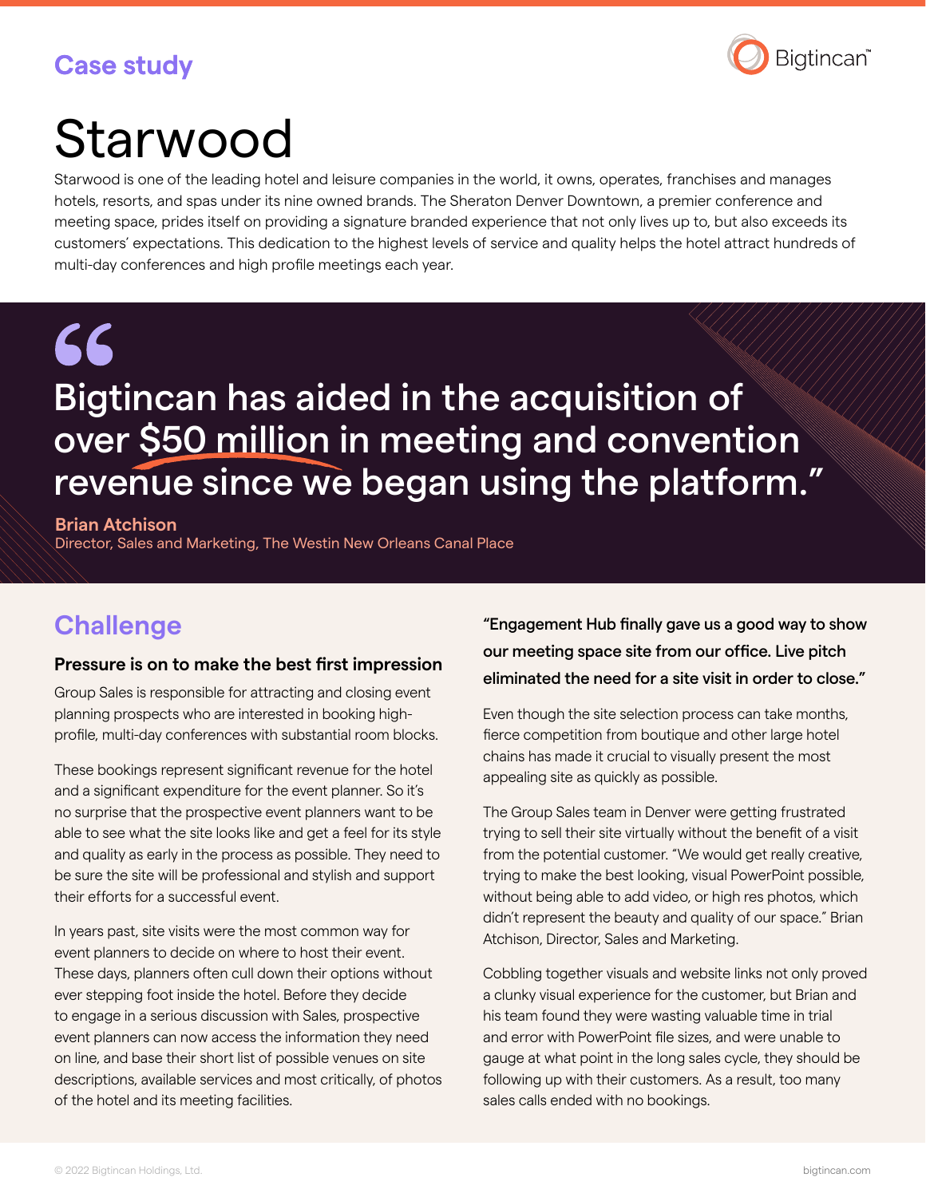Case study

# Starwood

Starwood is one of the leading hotel and leisure companies in the world, it owns, operates, franchises and manages hotels, resorts, and spas under its nine owned brands. The Sheraton Denver Downtown, a premier conference and meeting space, prides itself on providing a signature branded experience that not only lives up to, but also exceeds its customers' expectations. This dedication to the highest levels of service and quality helps the hotel attract hundreds of multi-day conferences and high profile meetings each year.

> Bigtincan has aided in the acquisition of over $50 million in meeting and convention revenue since we began using the platform."
>
> **Brian Atchison**
> Director, Sales and Marketing, The Westin New Orleans Canal Place

## Challenge

### Pressure is on to make the best first impression

Group Sales is responsible for attracting and closing event planning prospects who are interested in booking high-profile, multi-day conferences with substantial room blocks.

These bookings represent significant revenue for the hotel and a significant expenditure for the event planner. So it's no surprise that the prospective event planners want to be able to see what the site looks like and get a feel for its style and quality as early in the process as possible. They need to be sure the site will be professional and stylish and support their efforts for a successful event.

In years past, site visits were the most common way for event planners to decide on where to host their event. These days, planners often cull down their options without ever stepping foot inside the hotel. Before they decide to engage in a serious discussion with Sales, prospective event planners can now access the information they need on line, and base their short list of possible venues on site descriptions, available services and most critically, of photos of the hotel and its meeting facilities.

**"Engagement Hub finally gave us a good way to show our meeting space site from our office. Live pitch eliminated the need for a site visit in order to close."**

Even though the site selection process can take months, fierce competition from boutique and other large hotel chains has made it crucial to visually present the most appealing site as quickly as possible.

The Group Sales team in Denver were getting frustrated trying to sell their site virtually without the benefit of a visit from the potential customer. "We would get really creative, trying to make the best looking, visual PowerPoint possible, without being able to add video, or high res photos, which didn't represent the beauty and quality of our space." Brian Atchison, Director, Sales and Marketing.

Cobbling together visuals and website links not only proved a clunky visual experience for the customer, but Brian and his team found they were wasting valuable time in trial and error with PowerPoint file sizes, and were unable to gauge at what point in the long sales cycle, they should be following up with their customers. As a result, too many sales calls ended with no bookings.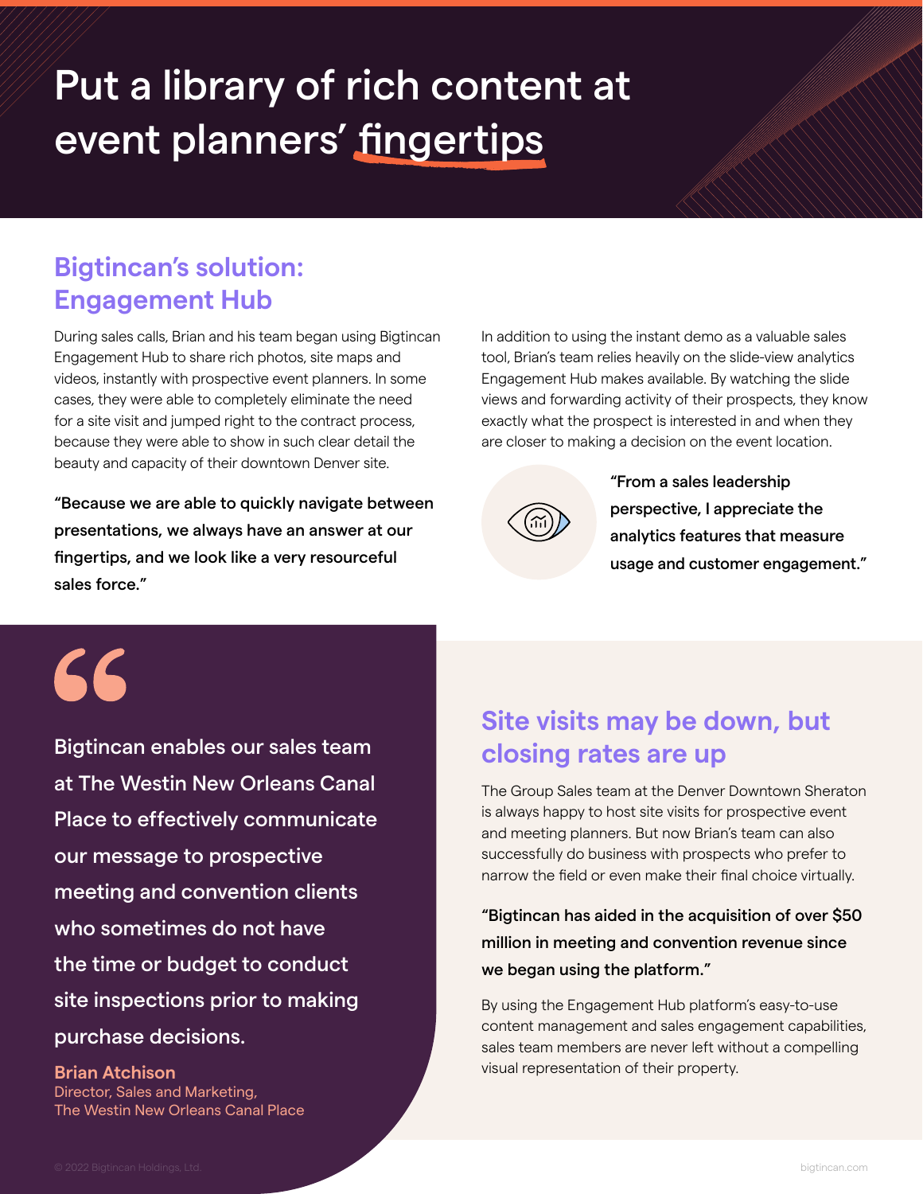# Put a library of rich content at event planners' fingertips

## Bigtincan's solution: Engagement Hub

During sales calls, Brian and his team began using Bigtincan Engagement Hub to share rich photos, site maps and videos, instantly with prospective event planners. In some cases, they were able to completely eliminate the need for a site visit and jumped right to the contract process, because they were able to show in such clear detail the beauty and capacity of their downtown Denver site.

**"Because we are able to quickly navigate between presentations, we always have an answer at our fingertips, and we look like a very resourceful sales force."**

In addition to using the instant demo as a valuable sales tool, Brian's team relies heavily on the slide-view analytics Engagement Hub makes available. By watching the slide views and forwarding activity of their prospects, they know exactly what the prospect is interested in and when they are closer to making a decision on the event location.

**"From a sales leadership perspective, I appreciate the analytics features that measure usage and customer engagement."**

> Bigtincan enables our sales team at The Westin New Orleans Canal Place to effectively communicate our message to prospective meeting and convention clients who sometimes do not have the time or budget to conduct site inspections prior to making purchase decisions.
>
> **Brian Atchison**
> Director, Sales and Marketing,
> The Westin New Orleans Canal Place

## Site visits may be down, but closing rates are up

The Group Sales team at the Denver Downtown Sheraton is always happy to host site visits for prospective event and meeting planners. But now Brian's team can also successfully do business with prospects who prefer to narrow the field or even make their final choice virtually.

**"Bigtincan has aided in the acquisition of over $50 million in meeting and convention revenue since we began using the platform."**

By using the Engagement Hub platform's easy-to-use content management and sales engagement capabilities, sales team members are never left without a compelling visual representation of their property.

© 2022 Bigtincan Holdings, Ltd.

bigtincan.com